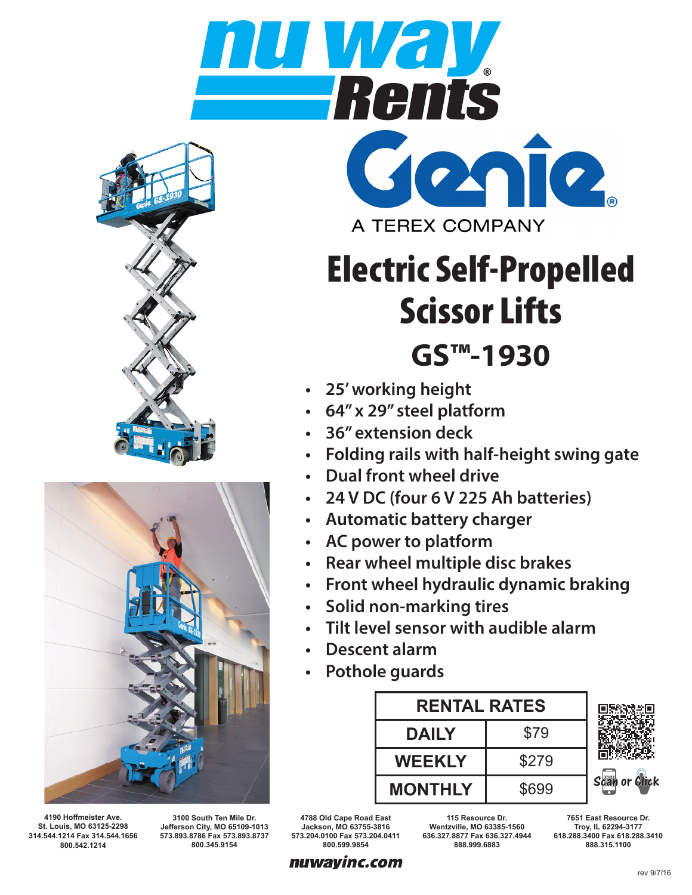# nu way Rents

## Genie

A TEREX COMPANY

# Electric Self-Propelled Scissor Lifts

## GS™-1930

- 25' working height
- 64" x 29" steel platform
- 36" extension deck
- Folding rails with half-height swing gate
- Dual front wheel drive
- 24 V DC (four 6 V 225 Ah batteries)
- Automatic battery charger
- AC power to platform
- Rear wheel multiple disc brakes
- Front wheel hydraulic dynamic braking
- Solid non-marking tires
- Tilt level sensor with audible alarm
- Descent alarm
- Pothole guards

| RENTAL RATES | |
|---|---|
| DAILY | $79 |
| WEEKLY | $279 |
| MONTHLY | $699 |

Scan or Click

**4190 Hoffmeister Ave.**
**St. Louis, MO 63125-2298**
**314.544.1214 Fax 314.544.1656**
**800.542.1214**

**3100 South Ten Mile Dr.**
**Jefferson City, MO 65109-1013**
**573.893.8786 Fax 573.893.8737**
**800.345.9154**

**4788 Old Cape Road East**
**Jackson, MO 63755-3816**
**573.204.0100 Fax 573.204.0411**
**800.599.9854**

**115 Resource Dr.**
**Wentzville, MO 63385-1560**
**636.327.8877 Fax 636.327.4944**
**888.999.6883**

**7651 East Resource Dr.**
**Troy, IL 62294-3177**
**618.288.3400 Fax 618.288.3410**
**888.315.1100**

***nuwayinc.com***

rev 9/7/16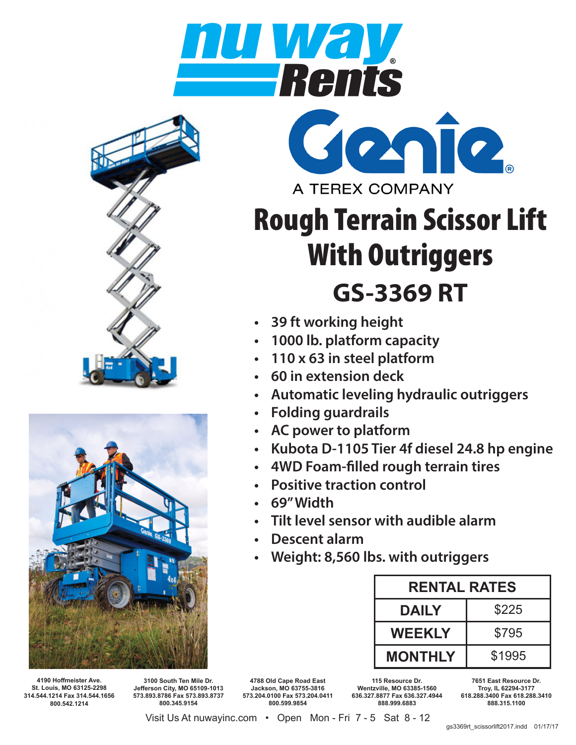nu way Rents

Genie

A TEREX COMPANY

# Rough Terrain Scissor Lift With Outriggers

## GS-3369 RT

- 39 ft working height
- 1000 lb. platform capacity
- 110 x 63 in steel platform
- 60 in extension deck
- Automatic leveling hydraulic outriggers
- Folding guardrails
- AC power to platform
- Kubota D-1105 Tier 4f diesel 24.8 hp engine
- 4WD Foam-filled rough terrain tires
- Positive traction control
- 69" Width
- Tilt level sensor with audible alarm
- Descent alarm
- Weight: 8,560 lbs. with outriggers

| RENTAL RATES | |
|---|---|
| DAILY | $225 |
| WEEKLY | $795 |
| MONTHLY | $1995 |

**4190 Hoffmeister Ave.**
**St. Louis, MO 63125-2298**
**314.544.1214 Fax 314.544.1656**
**800.542.1214**

**3100 South Ten Mile Dr.**
**Jefferson City, MO 65109-1013**
**573.893.8786 Fax 573.893.8737**
**800.345.9154**

**4788 Old Cape Road East**
**Jackson, MO 63755-3816**
**573.204.0100 Fax 573.204.0411**
**800.599.9854**

**115 Resource Dr.**
**Wentzville, MO 63385-1560**
**636.327.8877 Fax 636.327.4944**
**888.999.6883**

**7651 East Resource Dr.**
**Troy, IL 62294-3177**
**618.288.3400 Fax 618.288.3410**
**888.315.1100**

Visit Us At nuwayinc.com • Open Mon - Fri 7 - 5 Sat 8 - 12

gs3369rt_scissorlift2017.indd 01/17/17